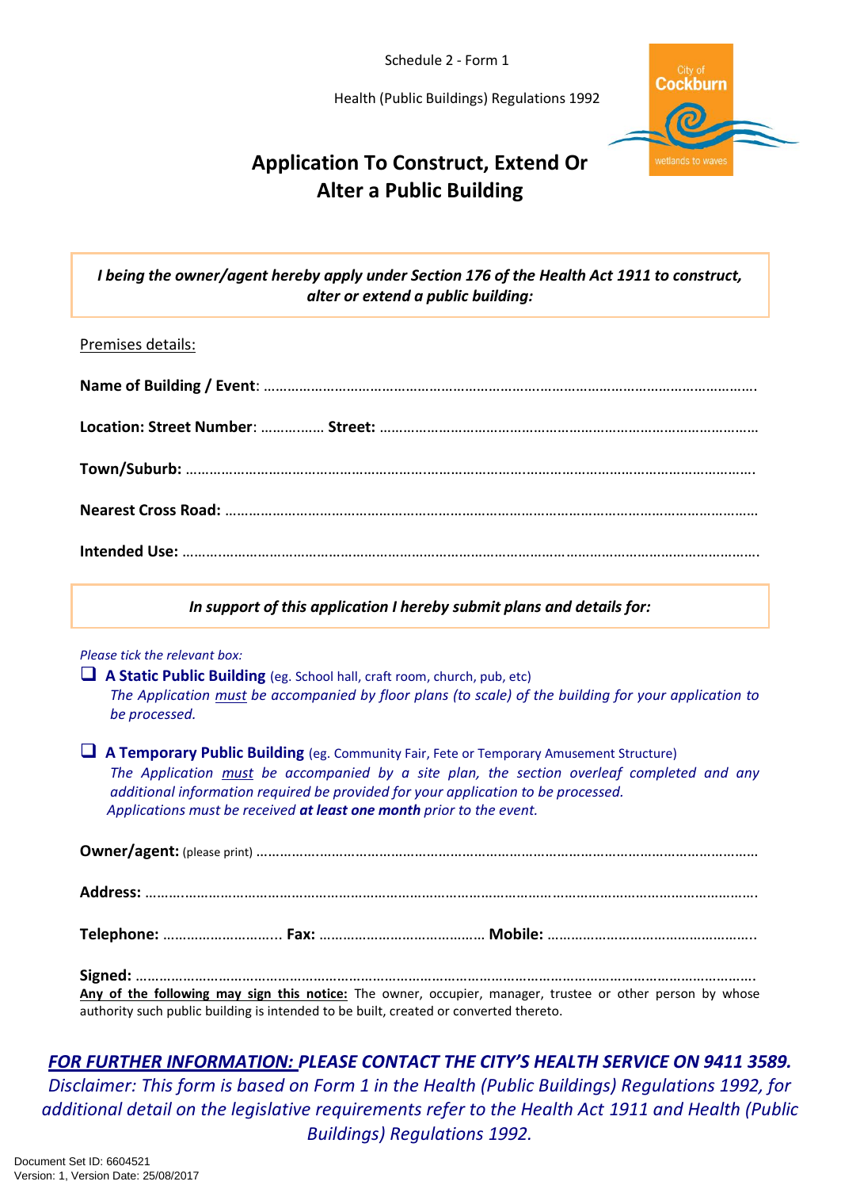Schedule 2 - Form 1

Health (Public Buildings) Regulations 1992

City of Cockburn
wetlands to waves

# Application To Construct, Extend Or Alter a Public Building

***I being the owner/agent hereby apply under Section 176 of the Health Act 1911 to construct, alter or extend a public building:***

Premises details:

**Name of Building / Event**: ……………………………………………………………………………………………………………….

**Location: Street Number**: …………… **Street:** ……………………………………………………………………………………

**Town/Suburb:** ……………………………………………………………………………………………………………………………….

**Nearest Cross Road:** ………………………………………………………………………………………………………………………

**Intended Use:** …………………………………………………………………………………………………………………………….

***In support of this application I hereby submit plans and details for:***

*Please tick the relevant box:*

- ☐ **A Static Public Building** (eg. School hall, craft room, church, pub, etc)
  *The Application must be accompanied by floor plans (to scale) of the building for your application to be processed.*

- ☐ **A Temporary Public Building** (eg. Community Fair, Fete or Temporary Amusement Structure)
  *The Application must be accompanied by a site plan, the section overleaf completed and any additional information required be provided for your application to be processed.*
  *Applications must be received **at least one month** prior to the event.*

**Owner/agent:** (please print) ……………………………………………………………………………………………………………

**Address:** ……………………………………………………………………………………………………………………………………….

**Telephone:** ……………………….. **Fax:** …………………………………… **Mobile:** ……………………………………………..

**Signed:** …………………………………………………………………………………………………………………………………………

**Any of the following may sign this notice:** The owner, occupier, manager, trustee or other person by whose authority such public building is intended to be built, created or converted thereto.

***FOR FURTHER INFORMATION: PLEASE CONTACT THE CITY'S HEALTH SERVICE ON 9411 3589.***

*Disclaimer: This form is based on Form 1 in the Health (Public Buildings) Regulations 1992, for additional detail on the legislative requirements refer to the Health Act 1911 and Health (Public Buildings) Regulations 1992.*

Document Set ID: 6604521
Version: 1, Version Date: 25/08/2017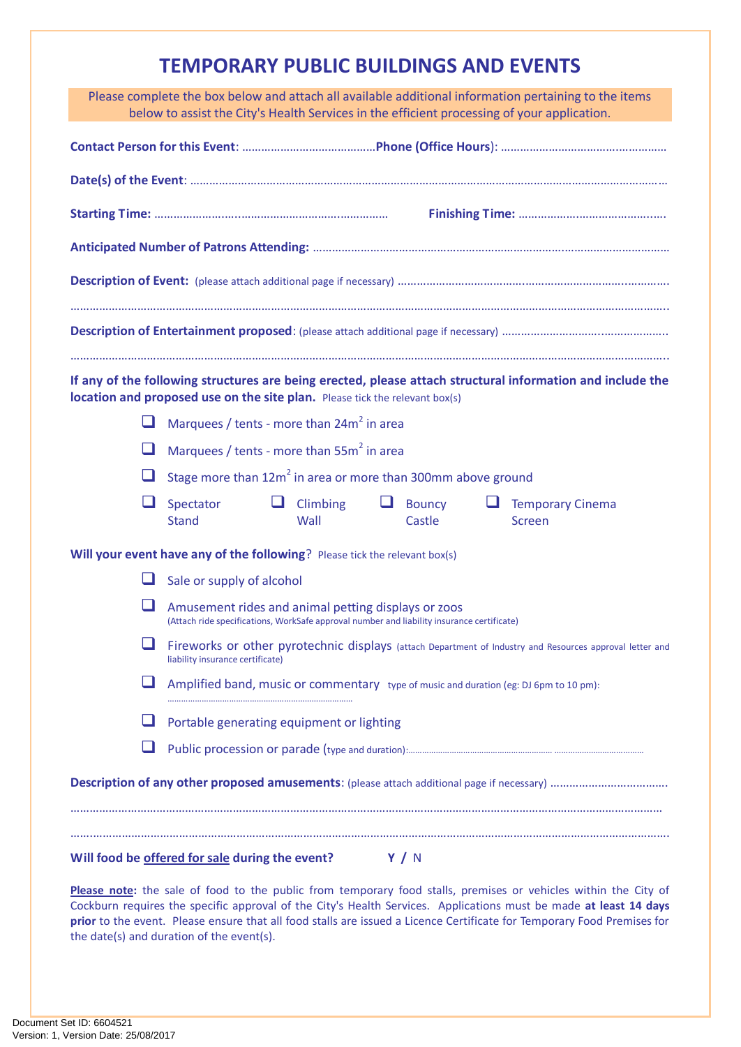# TEMPORARY PUBLIC BUILDINGS AND EVENTS

Please complete the box below and attach all available additional information pertaining to the items below to assist the City's Health Services in the efficient processing of your application.

**Contact Person for this Event**: ……………………………………**Phone (Office Hours)**: ……………………………………………

**Date(s) of the Event**: ………………………………………………………………………………………………………………………

**Starting Time:** ……………………..……………………………………… **Finishing Time:** ………………………………………

**Anticipated Number of Patrons Attending:** ……………………………………………………………………………………

**Description of Event:** (please attach additional page if necessary) ………………………………………………………………

………………………………………………………………………………………………………………………………………………

**Description of Entertainment proposed**: (please attach additional page if necessary) ……………………………………………

………………………………………………………………………………………………………………………………………………

**If any of the following structures are being erected, please attach structural information and include the location and proposed use on the site plan.** Please tick the relevant box(s)

- ☐ Marquees / tents - more than $24m^2$ in area
- ☐ Marquees / tents - more than $55m^2$ in area
- ☐ Stage more than $12m^2$ in area or more than 300mm above ground
- ☐ Spectator Stand ☐ Climbing Wall ☐ Bouncy Castle ☐ Temporary Cinema Screen

**Will your event have any of the following**? Please tick the relevant box(s)

- ☐ Sale or supply of alcohol
- ☐ Amusement rides and animal petting displays or zoos (Attach ride specifications, WorkSafe approval number and liability insurance certificate)
- ☐ Fireworks or other pyrotechnic displays (attach Department of Industry and Resources approval letter and liability insurance certificate)
- ☐ Amplified band, music or commentary type of music and duration (eg: DJ 6pm to 10 pm): ……………………………………
- ☐ Portable generating equipment or lighting
- ☐ Public procession or parade (type and duration):……………………………………………………

**Description of any other proposed amusements**: (please attach additional page if necessary) ………………………………

………………………………………………………………………………………………………………………………………………

………………………………………………………………………………………………………………………………………………

**Will food be offered for sale during the event?** **Y / N**

**Please note:** the sale of food to the public from temporary food stalls, premises or vehicles within the City of Cockburn requires the specific approval of the City's Health Services. Applications must be made **at least 14 days prior** to the event. Please ensure that all food stalls are issued a Licence Certificate for Temporary Food Premises for the date(s) and duration of the event(s).

Document Set ID: 6604521
Version: 1, Version Date: 25/08/2017